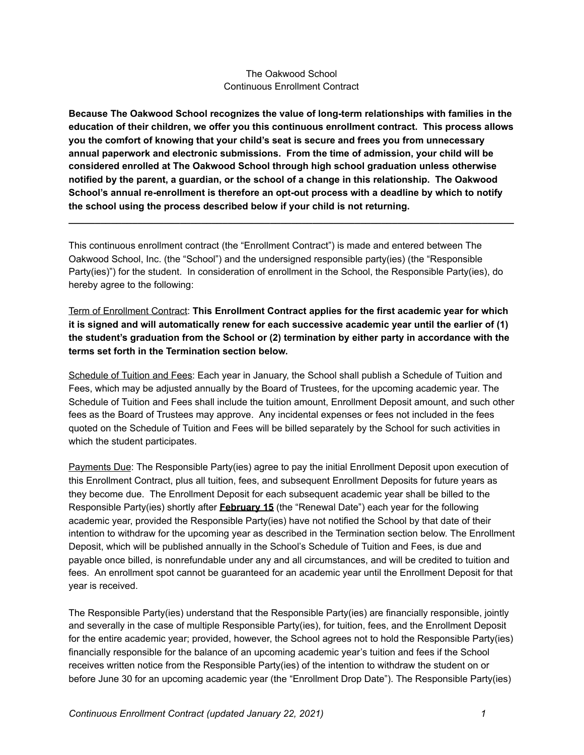# The Oakwood School
## Continuous Enrollment Contract

**Because The Oakwood School recognizes the value of long-term relationships with families in the education of their children, we offer you this continuous enrollment contract. This process allows you the comfort of knowing that your child's seat is secure and frees you from unnecessary annual paperwork and electronic submissions. From the time of admission, your child will be considered enrolled at The Oakwood School through high school graduation unless otherwise notified by the parent, a guardian, or the school of a change in this relationship. The Oakwood School's annual re-enrollment is therefore an opt-out process with a deadline by which to notify the school using the process described below if your child is not returning.**

---

This continuous enrollment contract (the "Enrollment Contract") is made and entered between The Oakwood School, Inc. (the "School") and the undersigned responsible party(ies) (the "Responsible Party(ies)") for the student. In consideration of enrollment in the School, the Responsible Party(ies), do hereby agree to the following:

Term of Enrollment Contract: **This Enrollment Contract applies for the first academic year for which it is signed and will automatically renew for each successive academic year until the earlier of (1) the student's graduation from the School or (2) termination by either party in accordance with the terms set forth in the Termination section below.**

Schedule of Tuition and Fees: Each year in January, the School shall publish a Schedule of Tuition and Fees, which may be adjusted annually by the Board of Trustees, for the upcoming academic year. The Schedule of Tuition and Fees shall include the tuition amount, Enrollment Deposit amount, and such other fees as the Board of Trustees may approve. Any incidental expenses or fees not included in the fees quoted on the Schedule of Tuition and Fees will be billed separately by the School for such activities in which the student participates.

Payments Due: The Responsible Party(ies) agree to pay the initial Enrollment Deposit upon execution of this Enrollment Contract, plus all tuition, fees, and subsequent Enrollment Deposits for future years as they become due. The Enrollment Deposit for each subsequent academic year shall be billed to the Responsible Party(ies) shortly after **February 15** (the "Renewal Date") each year for the following academic year, provided the Responsible Party(ies) have not notified the School by that date of their intention to withdraw for the upcoming year as described in the Termination section below. The Enrollment Deposit, which will be published annually in the School's Schedule of Tuition and Fees, is due and payable once billed, is nonrefundable under any and all circumstances, and will be credited to tuition and fees. An enrollment spot cannot be guaranteed for an academic year until the Enrollment Deposit for that year is received.

The Responsible Party(ies) understand that the Responsible Party(ies) are financially responsible, jointly and severally in the case of multiple Responsible Party(ies), for tuition, fees, and the Enrollment Deposit for the entire academic year; provided, however, the School agrees not to hold the Responsible Party(ies) financially responsible for the balance of an upcoming academic year's tuition and fees if the School receives written notice from the Responsible Party(ies) of the intention to withdraw the student on or before June 30 for an upcoming academic year (the "Enrollment Drop Date"). The Responsible Party(ies)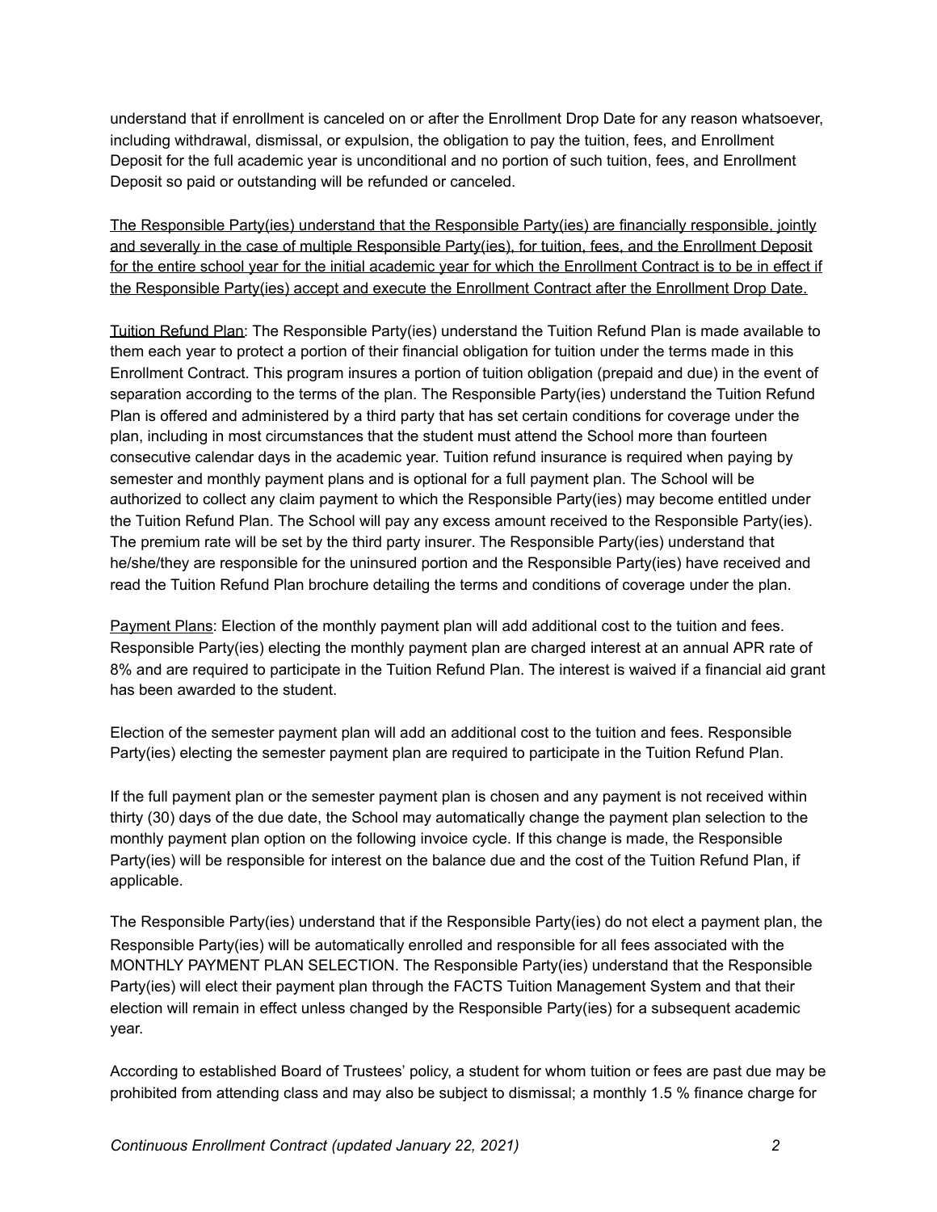understand that if enrollment is canceled on or after the Enrollment Drop Date for any reason whatsoever, including withdrawal, dismissal, or expulsion, the obligation to pay the tuition, fees, and Enrollment Deposit for the full academic year is unconditional and no portion of such tuition, fees, and Enrollment Deposit so paid or outstanding will be refunded or canceled.

<u>The Responsible Party(ies) understand that the Responsible Party(ies) are financially responsible, jointly and severally in the case of multiple Responsible Party(ies), for tuition, fees, and the Enrollment Deposit for the entire school year for the initial academic year for which the Enrollment Contract is to be in effect if the Responsible Party(ies) accept and execute the Enrollment Contract after the Enrollment Drop Date.</u>

<u>Tuition Refund Plan</u>: The Responsible Party(ies) understand the Tuition Refund Plan is made available to them each year to protect a portion of their financial obligation for tuition under the terms made in this Enrollment Contract. This program insures a portion of tuition obligation (prepaid and due) in the event of separation according to the terms of the plan. The Responsible Party(ies) understand the Tuition Refund Plan is offered and administered by a third party that has set certain conditions for coverage under the plan, including in most circumstances that the student must attend the School more than fourteen consecutive calendar days in the academic year. Tuition refund insurance is required when paying by semester and monthly payment plans and is optional for a full payment plan. The School will be authorized to collect any claim payment to which the Responsible Party(ies) may become entitled under the Tuition Refund Plan. The School will pay any excess amount received to the Responsible Party(ies). The premium rate will be set by the third party insurer. The Responsible Party(ies) understand that he/she/they are responsible for the uninsured portion and the Responsible Party(ies) have received and read the Tuition Refund Plan brochure detailing the terms and conditions of coverage under the plan.

<u>Payment Plans</u>: Election of the monthly payment plan will add additional cost to the tuition and fees. Responsible Party(ies) electing the monthly payment plan are charged interest at an annual APR rate of 8% and are required to participate in the Tuition Refund Plan. The interest is waived if a financial aid grant has been awarded to the student.

Election of the semester payment plan will add an additional cost to the tuition and fees. Responsible Party(ies) electing the semester payment plan are required to participate in the Tuition Refund Plan.

If the full payment plan or the semester payment plan is chosen and any payment is not received within thirty (30) days of the due date, the School may automatically change the payment plan selection to the monthly payment plan option on the following invoice cycle. If this change is made, the Responsible Party(ies) will be responsible for interest on the balance due and the cost of the Tuition Refund Plan, if applicable.

The Responsible Party(ies) understand that if the Responsible Party(ies) do not elect a payment plan, the Responsible Party(ies) will be automatically enrolled and responsible for all fees associated with the MONTHLY PAYMENT PLAN SELECTION. The Responsible Party(ies) understand that the Responsible Party(ies) will elect their payment plan through the FACTS Tuition Management System and that their election will remain in effect unless changed by the Responsible Party(ies) for a subsequent academic year.

According to established Board of Trustees' policy, a student for whom tuition or fees are past due may be prohibited from attending class and may also be subject to dismissal; a monthly 1.5 % finance charge for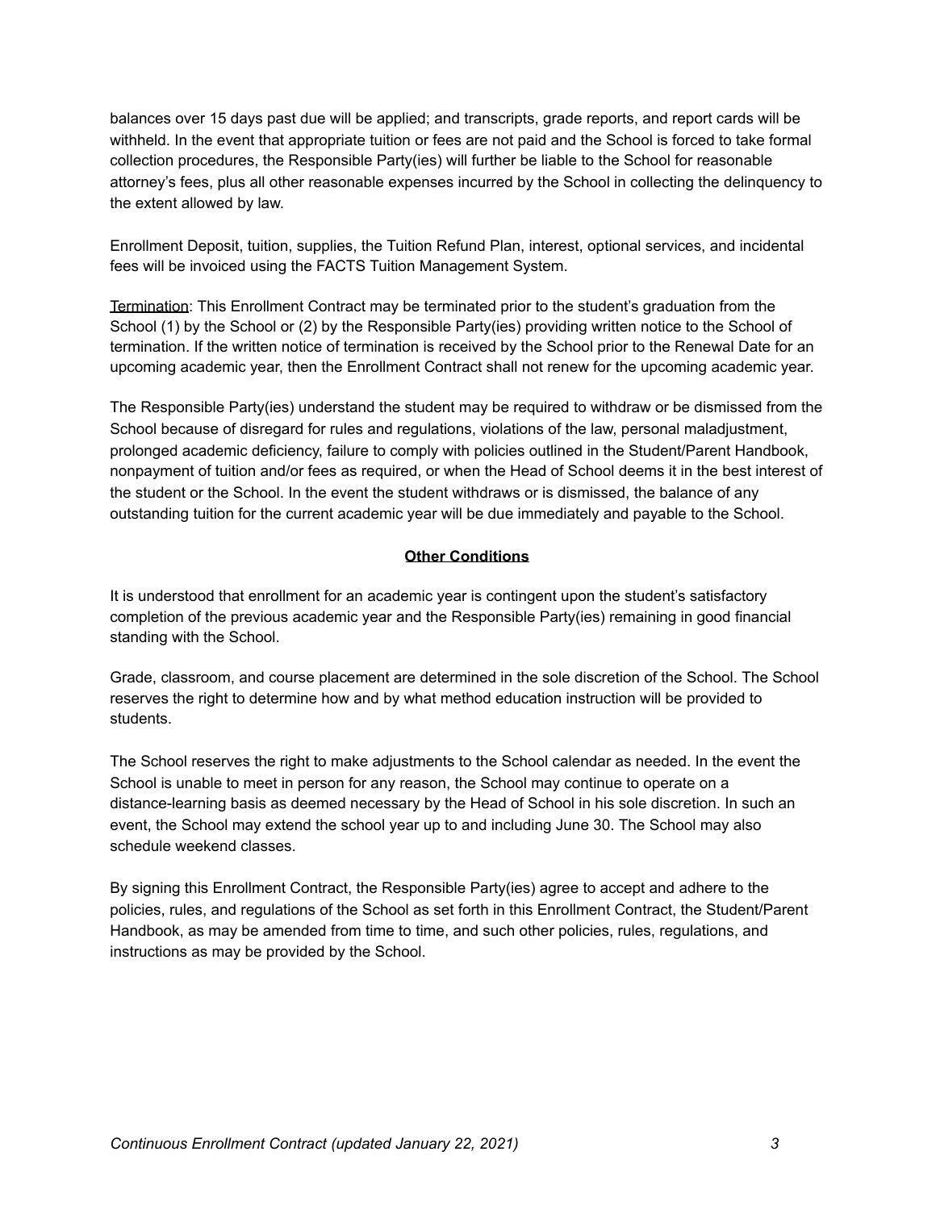balances over 15 days past due will be applied; and transcripts, grade reports, and report cards will be withheld. In the event that appropriate tuition or fees are not paid and the School is forced to take formal collection procedures, the Responsible Party(ies) will further be liable to the School for reasonable attorney's fees, plus all other reasonable expenses incurred by the School in collecting the delinquency to the extent allowed by law.

Enrollment Deposit, tuition, supplies, the Tuition Refund Plan, interest, optional services, and incidental fees will be invoiced using the FACTS Tuition Management System.

Termination: This Enrollment Contract may be terminated prior to the student's graduation from the School (1) by the School or (2) by the Responsible Party(ies) providing written notice to the School of termination. If the written notice of termination is received by the School prior to the Renewal Date for an upcoming academic year, then the Enrollment Contract shall not renew for the upcoming academic year.

The Responsible Party(ies) understand the student may be required to withdraw or be dismissed from the School because of disregard for rules and regulations, violations of the law, personal maladjustment, prolonged academic deficiency, failure to comply with policies outlined in the Student/Parent Handbook, nonpayment of tuition and/or fees as required, or when the Head of School deems it in the best interest of the student or the School. In the event the student withdraws or is dismissed, the balance of any outstanding tuition for the current academic year will be due immediately and payable to the School.

## Other Conditions

It is understood that enrollment for an academic year is contingent upon the student's satisfactory completion of the previous academic year and the Responsible Party(ies) remaining in good financial standing with the School.

Grade, classroom, and course placement are determined in the sole discretion of the School. The School reserves the right to determine how and by what method education instruction will be provided to students.

The School reserves the right to make adjustments to the School calendar as needed. In the event the School is unable to meet in person for any reason, the School may continue to operate on a distance-learning basis as deemed necessary by the Head of School in his sole discretion. In such an event, the School may extend the school year up to and including June 30. The School may also schedule weekend classes.

By signing this Enrollment Contract, the Responsible Party(ies) agree to accept and adhere to the policies, rules, and regulations of the School as set forth in this Enrollment Contract, the Student/Parent Handbook, as may be amended from time to time, and such other policies, rules, regulations, and instructions as may be provided by the School.